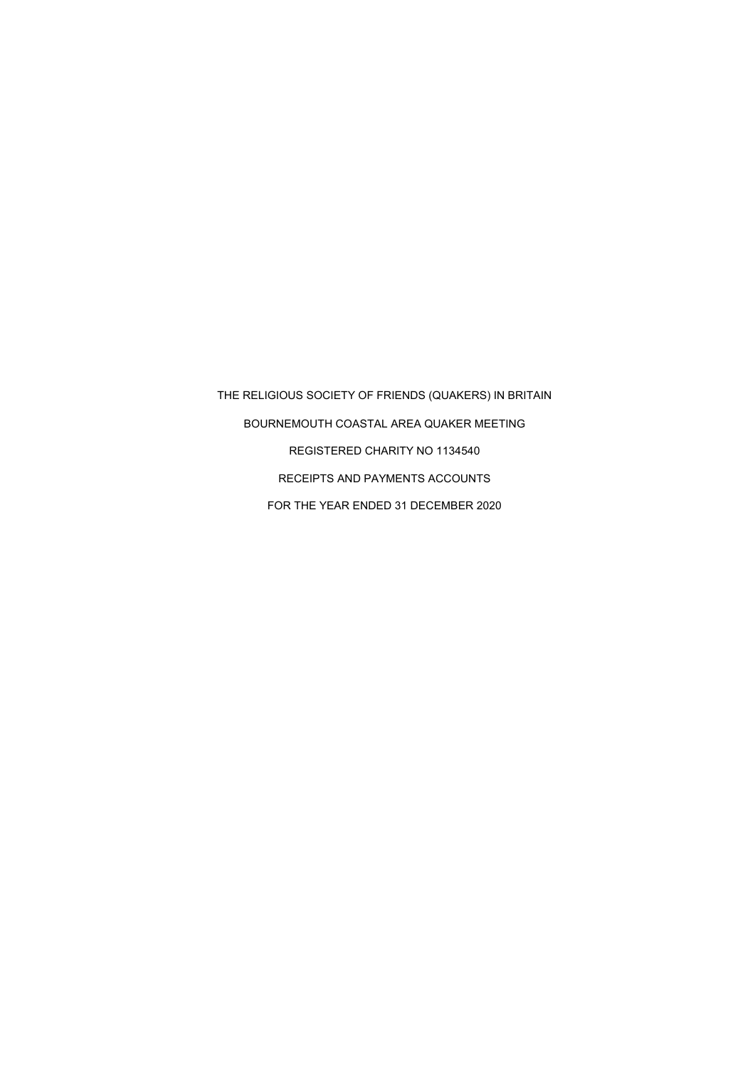THE RELIGIOUS SOCIETY OF FRIENDS (QUAKERS) IN BRITAIN

BOURNEMOUTH COASTAL AREA QUAKER MEETING

REGISTERED CHARITY NO 1134540

RECEIPTS AND PAYMENTS ACCOUNTS

FOR THE YEAR ENDED 31 DECEMBER 2020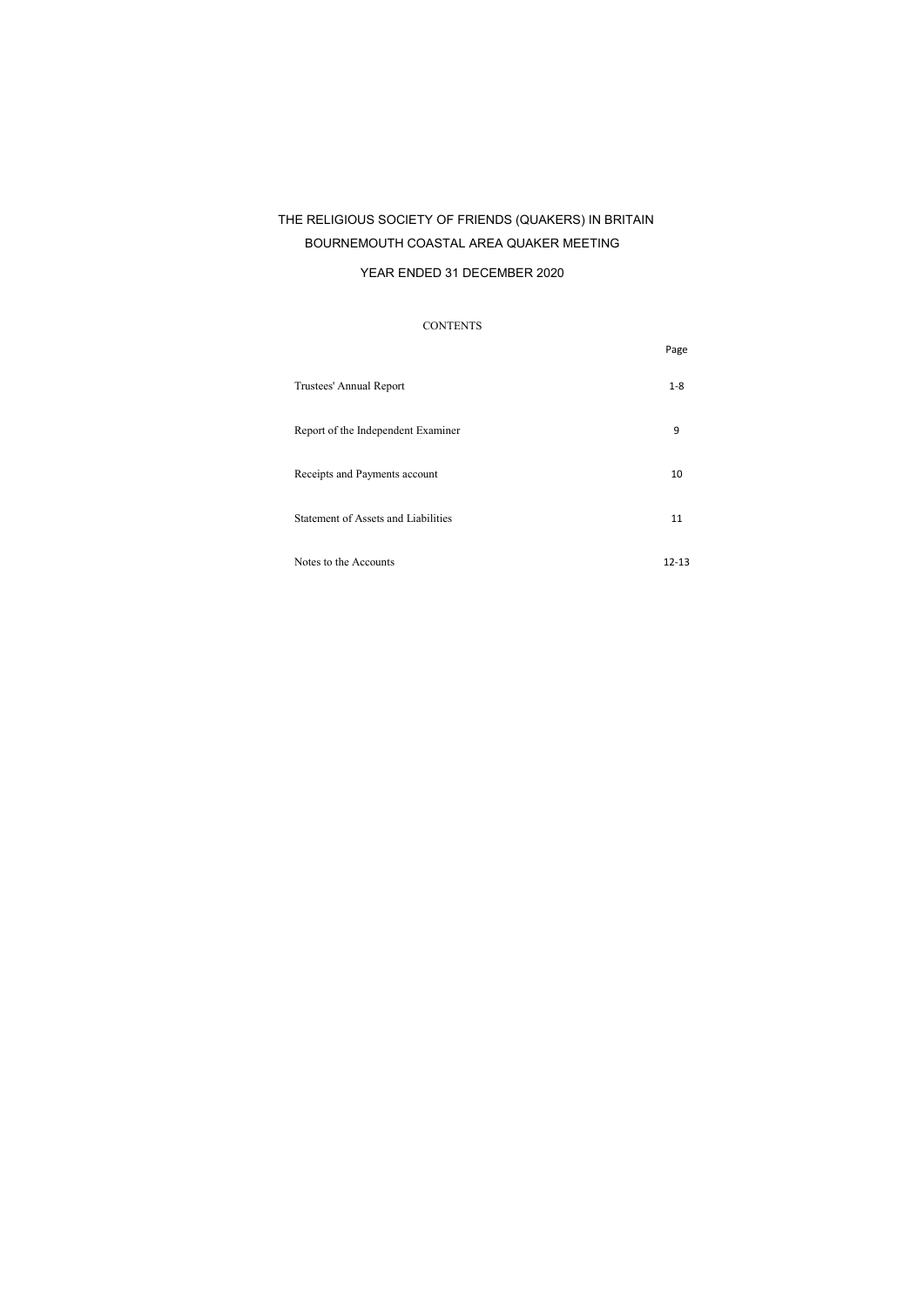# THE RELIGIOUS SOCIETY OF FRIENDS (QUAKERS) IN BRITAIN

## BOURNEMOUTH COASTAL AREA QUAKER MEETING

### YEAR ENDED 31 DECEMBER 2020

CONTENTS

| | Page |
|---|---|
| Trustees' Annual Report | 1-8 |
| Report of the Independent Examiner | 9 |
| Receipts and Payments account | 10 |
| Statement of Assets and Liabilities | 11 |
| Notes to the Accounts | 12-13 |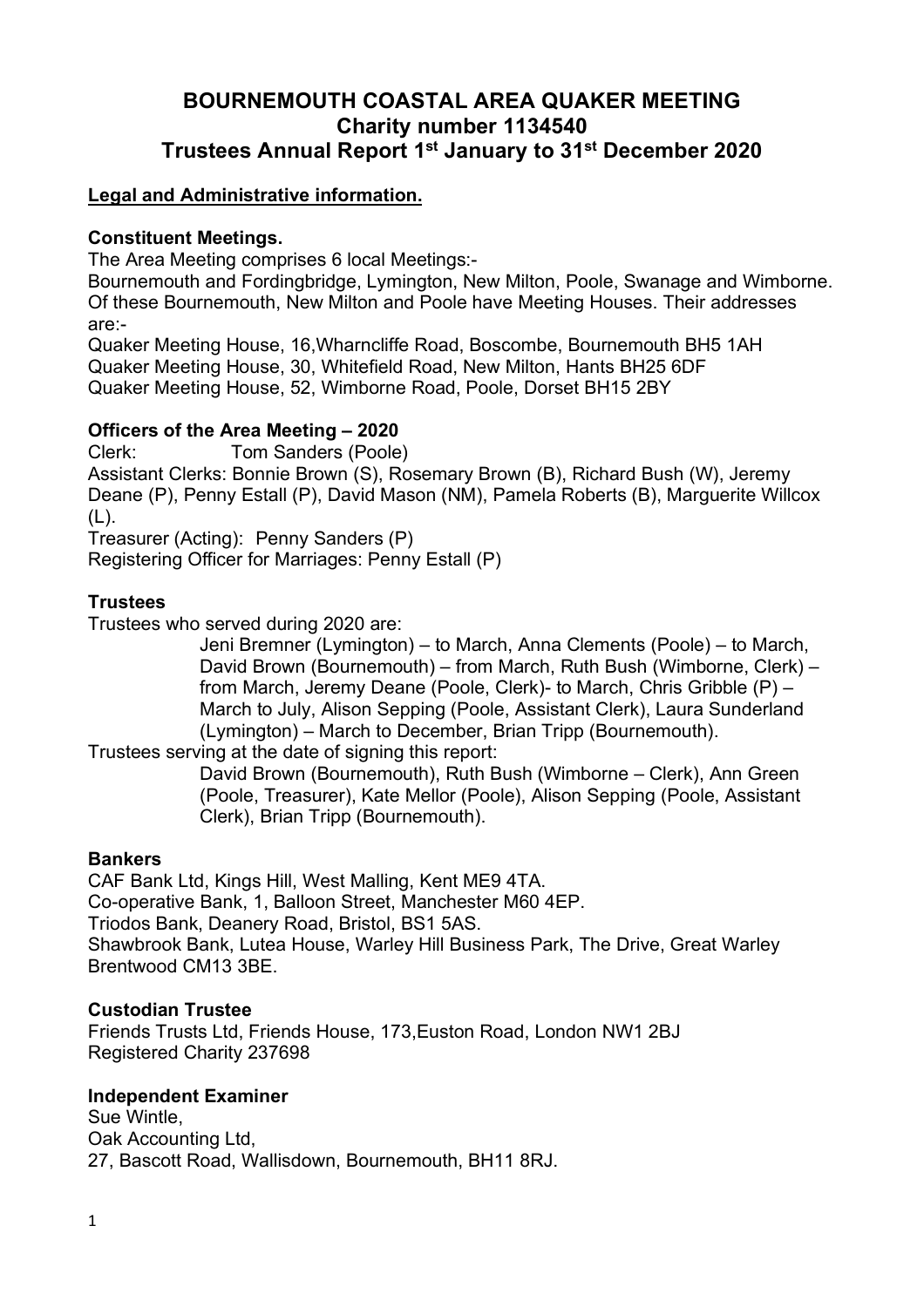# BOURNEMOUTH COASTAL AREA QUAKER MEETING
## Charity number 1134540
## Trustees Annual Report 1st January to 31st December 2020

**Legal and Administrative information.**

**Constituent Meetings.**

The Area Meeting comprises 6 local Meetings:-

Bournemouth and Fordingbridge, Lymington, New Milton, Poole, Swanage and Wimborne. Of these Bournemouth, New Milton and Poole have Meeting Houses. Their addresses are:-

Quaker Meeting House, 16,Wharncliffe Road, Boscombe, Bournemouth BH5 1AH
Quaker Meeting House, 30, Whitefield Road, New Milton, Hants BH25 6DF
Quaker Meeting House, 52, Wimborne Road, Poole, Dorset BH15 2BY

**Officers of the Area Meeting – 2020**

Clerk: Tom Sanders (Poole)

Assistant Clerks: Bonnie Brown (S), Rosemary Brown (B), Richard Bush (W), Jeremy Deane (P), Penny Estall (P), David Mason (NM), Pamela Roberts (B), Marguerite Willcox (L).

Treasurer (Acting): Penny Sanders (P)

Registering Officer for Marriages: Penny Estall (P)

**Trustees**

Trustees who served during 2020 are:

Jeni Bremner (Lymington) – to March, Anna Clements (Poole) – to March, David Brown (Bournemouth) – from March, Ruth Bush (Wimborne, Clerk) – from March, Jeremy Deane (Poole, Clerk)- to March, Chris Gribble (P) – March to July, Alison Sepping (Poole, Assistant Clerk), Laura Sunderland (Lymington) – March to December, Brian Tripp (Bournemouth).

Trustees serving at the date of signing this report:

David Brown (Bournemouth), Ruth Bush (Wimborne – Clerk), Ann Green (Poole, Treasurer), Kate Mellor (Poole), Alison Sepping (Poole, Assistant Clerk), Brian Tripp (Bournemouth).

**Bankers**

CAF Bank Ltd, Kings Hill, West Malling, Kent ME9 4TA.
Co-operative Bank, 1, Balloon Street, Manchester M60 4EP.
Triodos Bank, Deanery Road, Bristol, BS1 5AS.
Shawbrook Bank, Lutea House, Warley Hill Business Park, The Drive, Great Warley Brentwood CM13 3BE.

**Custodian Trustee**

Friends Trusts Ltd, Friends House, 173,Euston Road, London NW1 2BJ
Registered Charity 237698

**Independent Examiner**

Sue Wintle,
Oak Accounting Ltd,
27, Bascott Road, Wallisdown, Bournemouth, BH11 8RJ.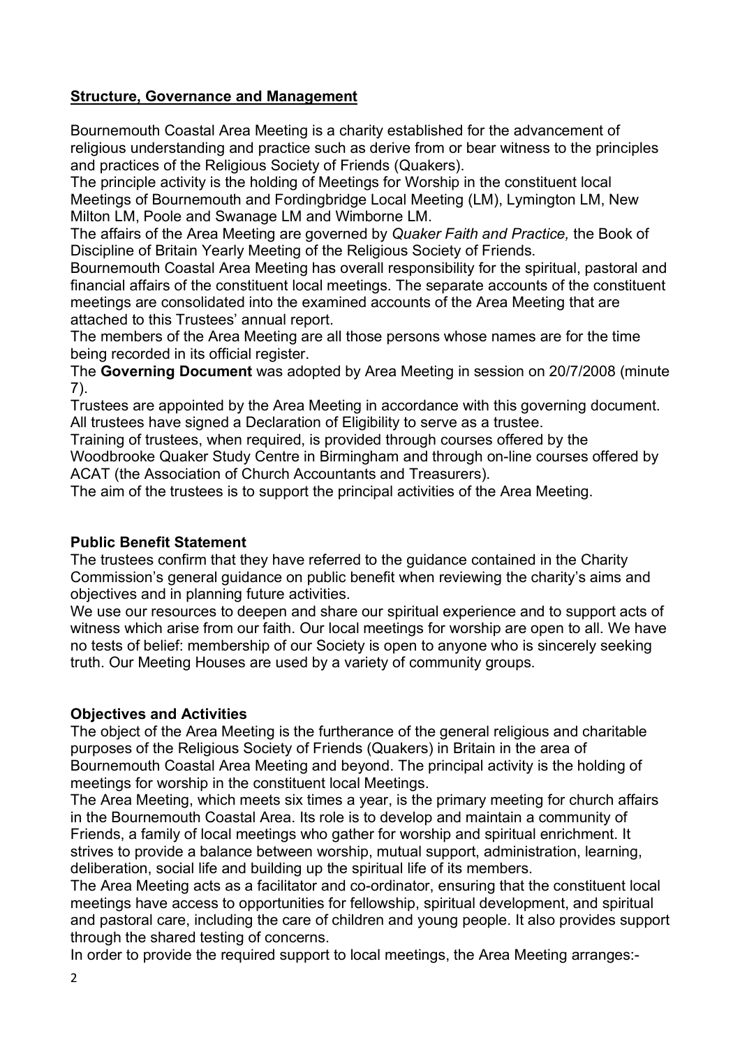## Structure, Governance and Management

Bournemouth Coastal Area Meeting is a charity established for the advancement of religious understanding and practice such as derive from or bear witness to the principles and practices of the Religious Society of Friends (Quakers).

The principle activity is the holding of Meetings for Worship in the constituent local Meetings of Bournemouth and Fordingbridge Local Meeting (LM), Lymington LM, New Milton LM, Poole and Swanage LM and Wimborne LM.

The affairs of the Area Meeting are governed by *Quaker Faith and Practice,* the Book of Discipline of Britain Yearly Meeting of the Religious Society of Friends.

Bournemouth Coastal Area Meeting has overall responsibility for the spiritual, pastoral and financial affairs of the constituent local meetings. The separate accounts of the constituent meetings are consolidated into the examined accounts of the Area Meeting that are attached to this Trustees' annual report.

The members of the Area Meeting are all those persons whose names are for the time being recorded in its official register.

The **Governing Document** was adopted by Area Meeting in session on 20/7/2008 (minute 7).

Trustees are appointed by the Area Meeting in accordance with this governing document. All trustees have signed a Declaration of Eligibility to serve as a trustee.

Training of trustees, when required, is provided through courses offered by the Woodbrooke Quaker Study Centre in Birmingham and through on-line courses offered by ACAT (the Association of Church Accountants and Treasurers).

The aim of the trustees is to support the principal activities of the Area Meeting.

### Public Benefit Statement

The trustees confirm that they have referred to the guidance contained in the Charity Commission's general guidance on public benefit when reviewing the charity's aims and objectives and in planning future activities.

We use our resources to deepen and share our spiritual experience and to support acts of witness which arise from our faith. Our local meetings for worship are open to all. We have no tests of belief: membership of our Society is open to anyone who is sincerely seeking truth. Our Meeting Houses are used by a variety of community groups.

### Objectives and Activities

The object of the Area Meeting is the furtherance of the general religious and charitable purposes of the Religious Society of Friends (Quakers) in Britain in the area of Bournemouth Coastal Area Meeting and beyond. The principal activity is the holding of meetings for worship in the constituent local Meetings.

The Area Meeting, which meets six times a year, is the primary meeting for church affairs in the Bournemouth Coastal Area. Its role is to develop and maintain a community of Friends, a family of local meetings who gather for worship and spiritual enrichment. It strives to provide a balance between worship, mutual support, administration, learning, deliberation, social life and building up the spiritual life of its members.

The Area Meeting acts as a facilitator and co-ordinator, ensuring that the constituent local meetings have access to opportunities for fellowship, spiritual development, and spiritual and pastoral care, including the care of children and young people. It also provides support through the shared testing of concerns.

In order to provide the required support to local meetings, the Area Meeting arranges:-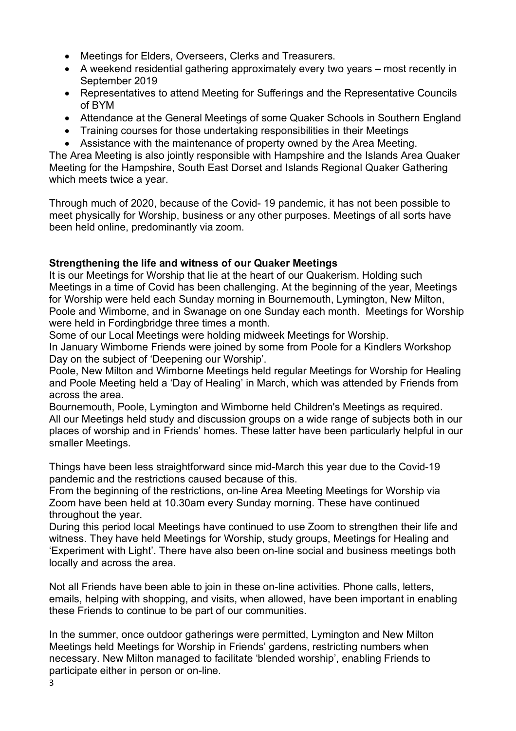- Meetings for Elders, Overseers, Clerks and Treasurers.
- A weekend residential gathering approximately every two years – most recently in September 2019
- Representatives to attend Meeting for Sufferings and the Representative Councils of BYM
- Attendance at the General Meetings of some Quaker Schools in Southern England
- Training courses for those undertaking responsibilities in their Meetings
- Assistance with the maintenance of property owned by the Area Meeting.

The Area Meeting is also jointly responsible with Hampshire and the Islands Area Quaker Meeting for the Hampshire, South East Dorset and Islands Regional Quaker Gathering which meets twice a year.

Through much of 2020, because of the Covid- 19 pandemic, it has not been possible to meet physically for Worship, business or any other purposes. Meetings of all sorts have been held online, predominantly via zoom.

**Strengthening the life and witness of our Quaker Meetings**

It is our Meetings for Worship that lie at the heart of our Quakerism. Holding such Meetings in a time of Covid has been challenging. At the beginning of the year, Meetings for Worship were held each Sunday morning in Bournemouth, Lymington, New Milton, Poole and Wimborne, and in Swanage on one Sunday each month. Meetings for Worship were held in Fordingbridge three times a month.

Some of our Local Meetings were holding midweek Meetings for Worship.

In January Wimborne Friends were joined by some from Poole for a Kindlers Workshop Day on the subject of 'Deepening our Worship'.

Poole, New Milton and Wimborne Meetings held regular Meetings for Worship for Healing and Poole Meeting held a 'Day of Healing' in March, which was attended by Friends from across the area.

Bournemouth, Poole, Lymington and Wimborne held Children's Meetings as required.

All our Meetings held study and discussion groups on a wide range of subjects both in our places of worship and in Friends' homes. These latter have been particularly helpful in our smaller Meetings.

Things have been less straightforward since mid-March this year due to the Covid-19 pandemic and the restrictions caused because of this.

From the beginning of the restrictions, on-line Area Meeting Meetings for Worship via Zoom have been held at 10.30am every Sunday morning. These have continued throughout the year.

During this period local Meetings have continued to use Zoom to strengthen their life and witness. They have held Meetings for Worship, study groups, Meetings for Healing and 'Experiment with Light'. There have also been on-line social and business meetings both locally and across the area.

Not all Friends have been able to join in these on-line activities. Phone calls, letters, emails, helping with shopping, and visits, when allowed, have been important in enabling these Friends to continue to be part of our communities.

In the summer, once outdoor gatherings were permitted, Lymington and New Milton Meetings held Meetings for Worship in Friends' gardens, restricting numbers when necessary. New Milton managed to facilitate 'blended worship', enabling Friends to participate either in person or on-line.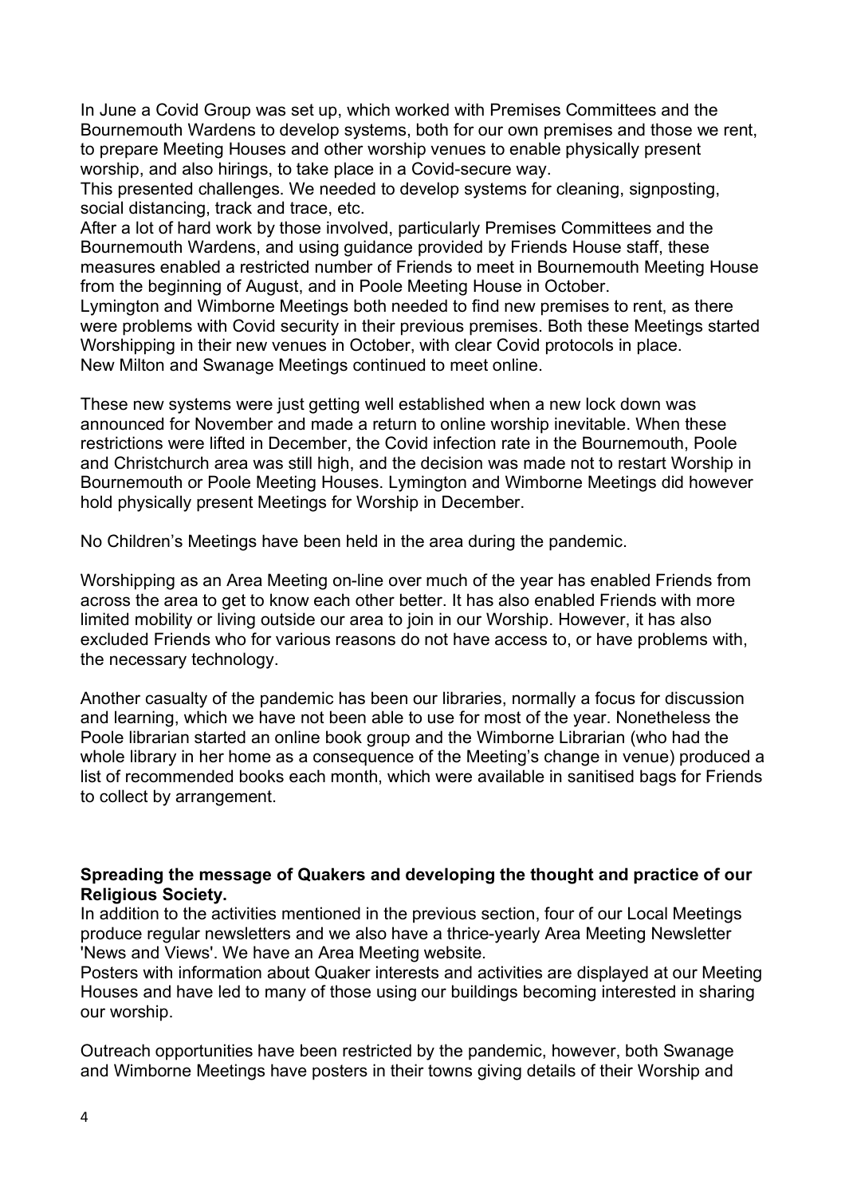In June a Covid Group was set up, which worked with Premises Committees and the Bournemouth Wardens to develop systems, both for our own premises and those we rent, to prepare Meeting Houses and other worship venues to enable physically present worship, and also hirings, to take place in a Covid-secure way.

This presented challenges. We needed to develop systems for cleaning, signposting, social distancing, track and trace, etc.

After a lot of hard work by those involved, particularly Premises Committees and the Bournemouth Wardens, and using guidance provided by Friends House staff, these measures enabled a restricted number of Friends to meet in Bournemouth Meeting House from the beginning of August, and in Poole Meeting House in October.

Lymington and Wimborne Meetings both needed to find new premises to rent, as there were problems with Covid security in their previous premises. Both these Meetings started Worshipping in their new venues in October, with clear Covid protocols in place.

New Milton and Swanage Meetings continued to meet online.

These new systems were just getting well established when a new lock down was announced for November and made a return to online worship inevitable. When these restrictions were lifted in December, the Covid infection rate in the Bournemouth, Poole and Christchurch area was still high, and the decision was made not to restart Worship in Bournemouth or Poole Meeting Houses. Lymington and Wimborne Meetings did however hold physically present Meetings for Worship in December.

No Children's Meetings have been held in the area during the pandemic.

Worshipping as an Area Meeting on-line over much of the year has enabled Friends from across the area to get to know each other better. It has also enabled Friends with more limited mobility or living outside our area to join in our Worship. However, it has also excluded Friends who for various reasons do not have access to, or have problems with, the necessary technology.

Another casualty of the pandemic has been our libraries, normally a focus for discussion and learning, which we have not been able to use for most of the year. Nonetheless the Poole librarian started an online book group and the Wimborne Librarian (who had the whole library in her home as a consequence of the Meeting's change in venue) produced a list of recommended books each month, which were available in sanitised bags for Friends to collect by arrangement.

**Spreading the message of Quakers and developing the thought and practice of our Religious Society.**

In addition to the activities mentioned in the previous section, four of our Local Meetings produce regular newsletters and we also have a thrice-yearly Area Meeting Newsletter 'News and Views'. We have an Area Meeting website.

Posters with information about Quaker interests and activities are displayed at our Meeting Houses and have led to many of those using our buildings becoming interested in sharing our worship.

Outreach opportunities have been restricted by the pandemic, however, both Swanage and Wimborne Meetings have posters in their towns giving details of their Worship and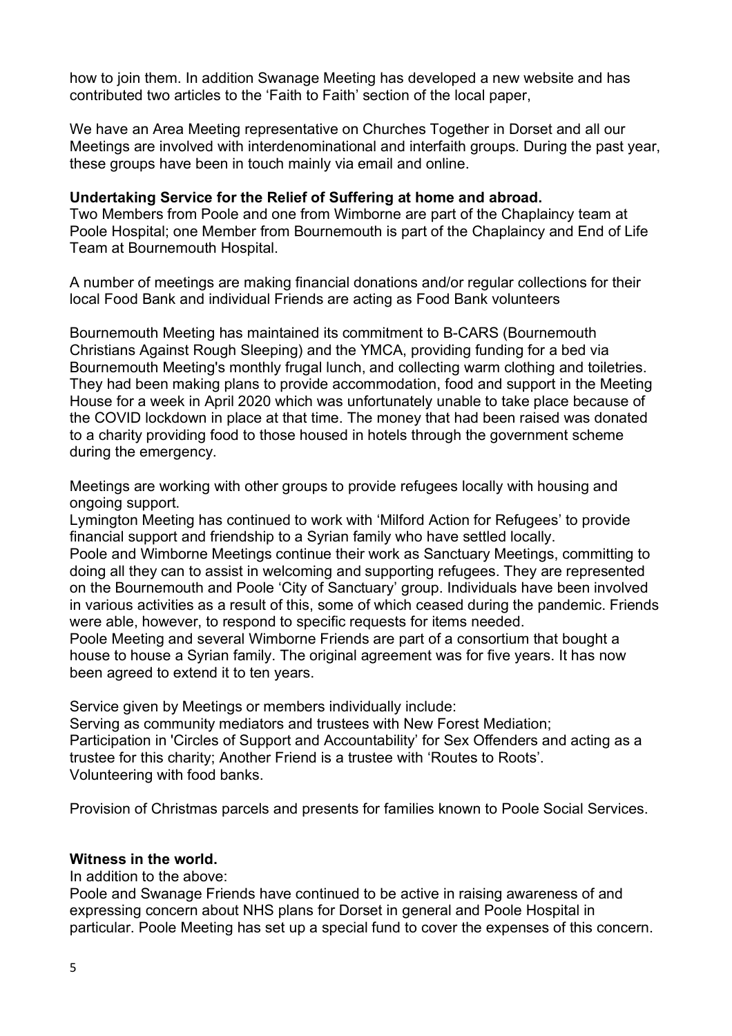how to join them. In addition Swanage Meeting has developed a new website and has contributed two articles to the 'Faith to Faith' section of the local paper,

We have an Area Meeting representative on Churches Together in Dorset and all our Meetings are involved with interdenominational and interfaith groups. During the past year, these groups have been in touch mainly via email and online.

**Undertaking Service for the Relief of Suffering at home and abroad.**

Two Members from Poole and one from Wimborne are part of the Chaplaincy team at Poole Hospital; one Member from Bournemouth is part of the Chaplaincy and End of Life Team at Bournemouth Hospital.

A number of meetings are making financial donations and/or regular collections for their local Food Bank and individual Friends are acting as Food Bank volunteers

Bournemouth Meeting has maintained its commitment to B-CARS (Bournemouth Christians Against Rough Sleeping) and the YMCA, providing funding for a bed via Bournemouth Meeting's monthly frugal lunch, and collecting warm clothing and toiletries. They had been making plans to provide accommodation, food and support in the Meeting House for a week in April 2020 which was unfortunately unable to take place because of the COVID lockdown in place at that time. The money that had been raised was donated to a charity providing food to those housed in hotels through the government scheme during the emergency.

Meetings are working with other groups to provide refugees locally with housing and ongoing support.

Lymington Meeting has continued to work with 'Milford Action for Refugees' to provide financial support and friendship to a Syrian family who have settled locally.

Poole and Wimborne Meetings continue their work as Sanctuary Meetings, committing to doing all they can to assist in welcoming and supporting refugees. They are represented on the Bournemouth and Poole 'City of Sanctuary' group. Individuals have been involved in various activities as a result of this, some of which ceased during the pandemic. Friends were able, however, to respond to specific requests for items needed.

Poole Meeting and several Wimborne Friends are part of a consortium that bought a house to house a Syrian family. The original agreement was for five years. It has now been agreed to extend it to ten years.

Service given by Meetings or members individually include:

Serving as community mediators and trustees with New Forest Mediation;

Participation in 'Circles of Support and Accountability' for Sex Offenders and acting as a trustee for this charity; Another Friend is a trustee with 'Routes to Roots'.

Volunteering with food banks.

Provision of Christmas parcels and presents for families known to Poole Social Services.

**Witness in the world.**

In addition to the above:

Poole and Swanage Friends have continued to be active in raising awareness of and expressing concern about NHS plans for Dorset in general and Poole Hospital in particular. Poole Meeting has set up a special fund to cover the expenses of this concern.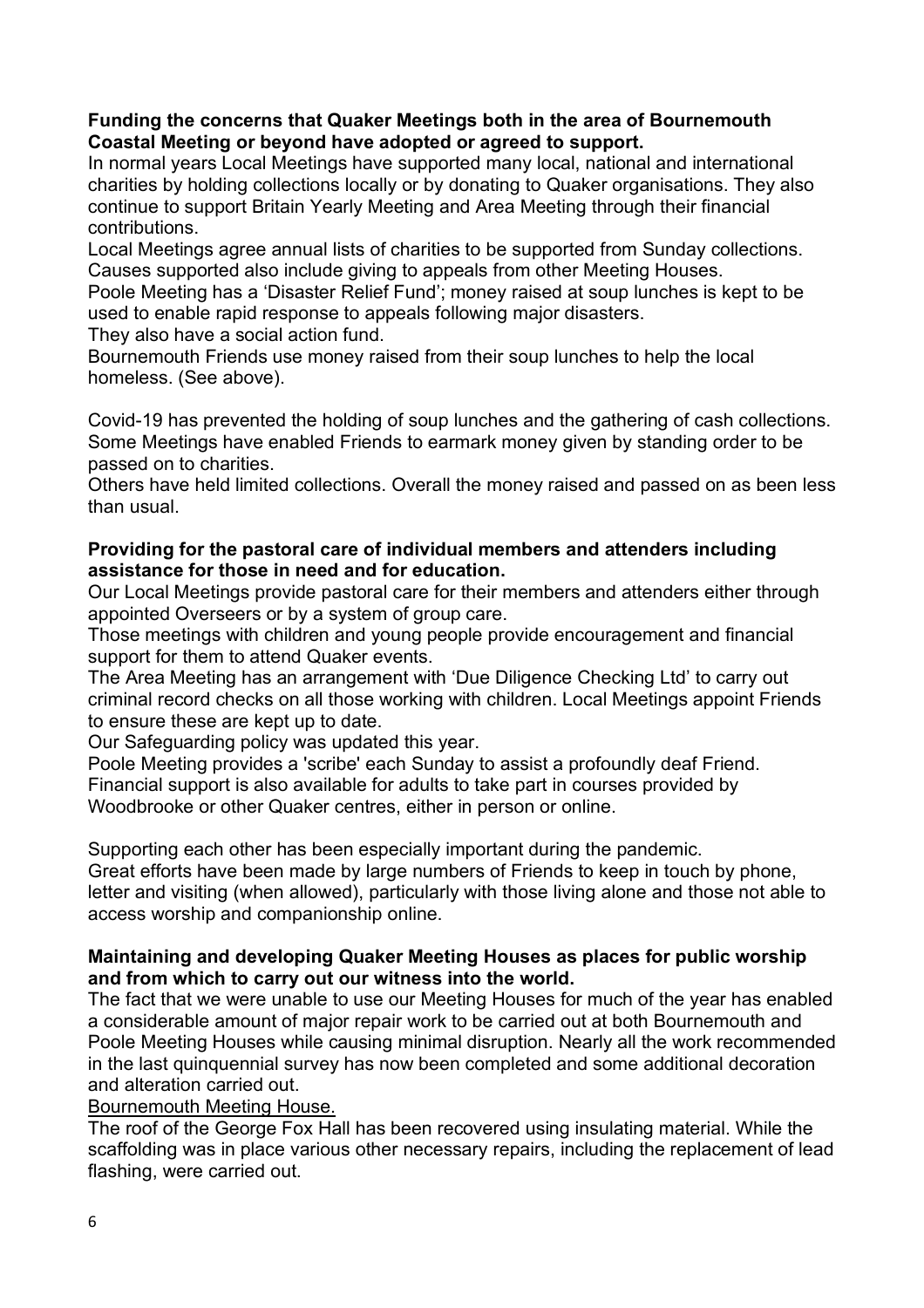**Funding the concerns that Quaker Meetings both in the area of Bournemouth Coastal Meeting or beyond have adopted or agreed to support.**

In normal years Local Meetings have supported many local, national and international charities by holding collections locally or by donating to Quaker organisations. They also continue to support Britain Yearly Meeting and Area Meeting through their financial contributions.

Local Meetings agree annual lists of charities to be supported from Sunday collections. Causes supported also include giving to appeals from other Meeting Houses.

Poole Meeting has a 'Disaster Relief Fund'; money raised at soup lunches is kept to be used to enable rapid response to appeals following major disasters.

They also have a social action fund.

Bournemouth Friends use money raised from their soup lunches to help the local homeless. (See above).

Covid-19 has prevented the holding of soup lunches and the gathering of cash collections. Some Meetings have enabled Friends to earmark money given by standing order to be passed on to charities.

Others have held limited collections. Overall the money raised and passed on as been less than usual.

**Providing for the pastoral care of individual members and attenders including assistance for those in need and for education.**

Our Local Meetings provide pastoral care for their members and attenders either through appointed Overseers or by a system of group care.

Those meetings with children and young people provide encouragement and financial support for them to attend Quaker events.

The Area Meeting has an arrangement with 'Due Diligence Checking Ltd' to carry out criminal record checks on all those working with children. Local Meetings appoint Friends to ensure these are kept up to date.

Our Safeguarding policy was updated this year.

Poole Meeting provides a 'scribe' each Sunday to assist a profoundly deaf Friend.

Financial support is also available for adults to take part in courses provided by Woodbrooke or other Quaker centres, either in person or online.

Supporting each other has been especially important during the pandemic.

Great efforts have been made by large numbers of Friends to keep in touch by phone, letter and visiting (when allowed), particularly with those living alone and those not able to access worship and companionship online.

**Maintaining and developing Quaker Meeting Houses as places for public worship and from which to carry out our witness into the world.**

The fact that we were unable to use our Meeting Houses for much of the year has enabled a considerable amount of major repair work to be carried out at both Bournemouth and Poole Meeting Houses while causing minimal disruption. Nearly all the work recommended in the last quinquennial survey has now been completed and some additional decoration and alteration carried out.

<u>Bournemouth Meeting House.</u>

The roof of the George Fox Hall has been recovered using insulating material. While the scaffolding was in place various other necessary repairs, including the replacement of lead flashing, were carried out.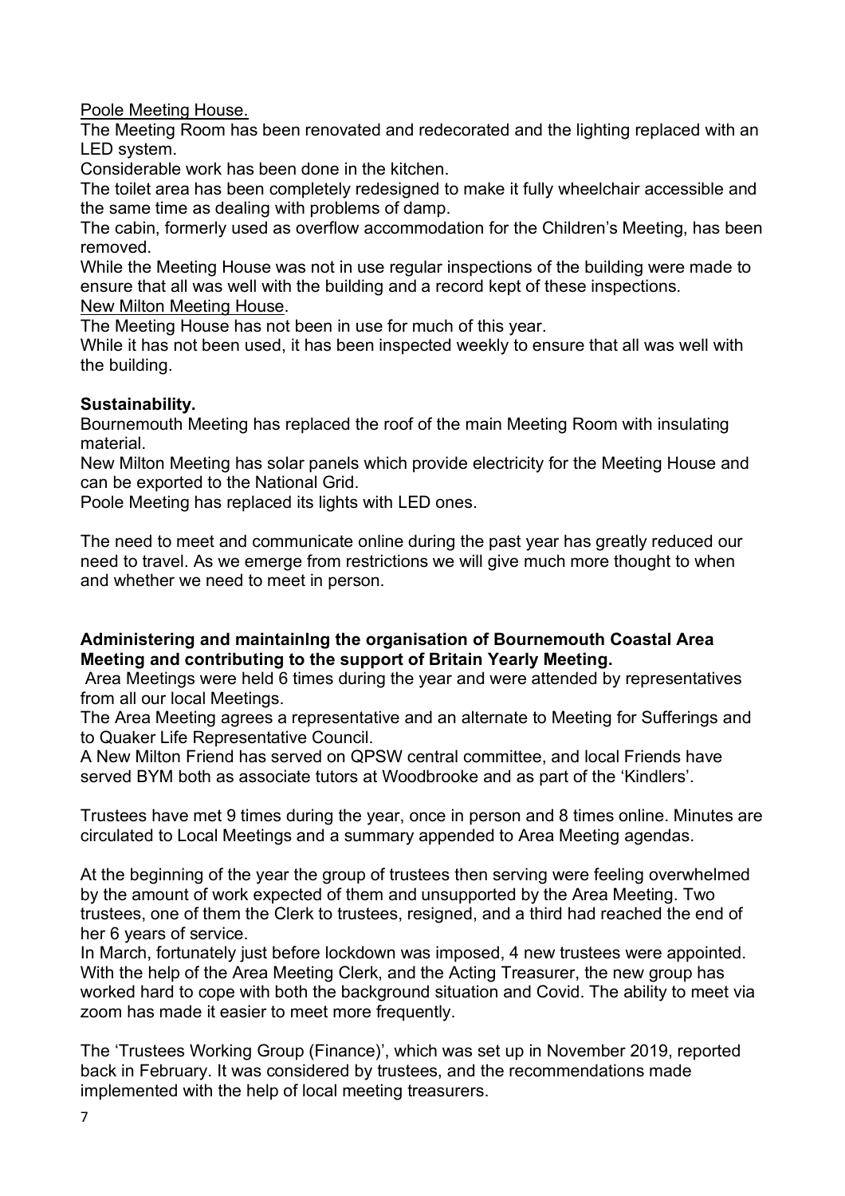Poole Meeting House.

The Meeting Room has been renovated and redecorated and the lighting replaced with an LED system.

Considerable work has been done in the kitchen.

The toilet area has been completely redesigned to make it fully wheelchair accessible and the same time as dealing with problems of damp.

The cabin, formerly used as overflow accommodation for the Children's Meeting, has been removed.

While the Meeting House was not in use regular inspections of the building were made to ensure that all was well with the building and a record kept of these inspections.

New Milton Meeting House.

The Meeting House has not been in use for much of this year.

While it has not been used, it has been inspected weekly to ensure that all was well with the building.

**Sustainability.**

Bournemouth Meeting has replaced the roof of the main Meeting Room with insulating material.

New Milton Meeting has solar panels which provide electricity for the Meeting House and can be exported to the National Grid.

Poole Meeting has replaced its lights with LED ones.

The need to meet and communicate online during the past year has greatly reduced our need to travel. As we emerge from restrictions we will give much more thought to when and whether we need to meet in person.

**Administering and maintainlng the organisation of Bournemouth Coastal Area Meeting and contributing to the support of Britain Yearly Meeting.**

Area Meetings were held 6 times during the year and were attended by representatives from all our local Meetings.

The Area Meeting agrees a representative and an alternate to Meeting for Sufferings and to Quaker Life Representative Council.

A New Milton Friend has served on QPSW central committee, and local Friends have served BYM both as associate tutors at Woodbrooke and as part of the 'Kindlers'.

Trustees have met 9 times during the year, once in person and 8 times online. Minutes are circulated to Local Meetings and a summary appended to Area Meeting agendas.

At the beginning of the year the group of trustees then serving were feeling overwhelmed by the amount of work expected of them and unsupported by the Area Meeting. Two trustees, one of them the Clerk to trustees, resigned, and a third had reached the end of her 6 years of service.

In March, fortunately just before lockdown was imposed, 4 new trustees were appointed. With the help of the Area Meeting Clerk, and the Acting Treasurer, the new group has worked hard to cope with both the background situation and Covid. The ability to meet via zoom has made it easier to meet more frequently.

The 'Trustees Working Group (Finance)', which was set up in November 2019, reported back in February. It was considered by trustees, and the recommendations made implemented with the help of local meeting treasurers.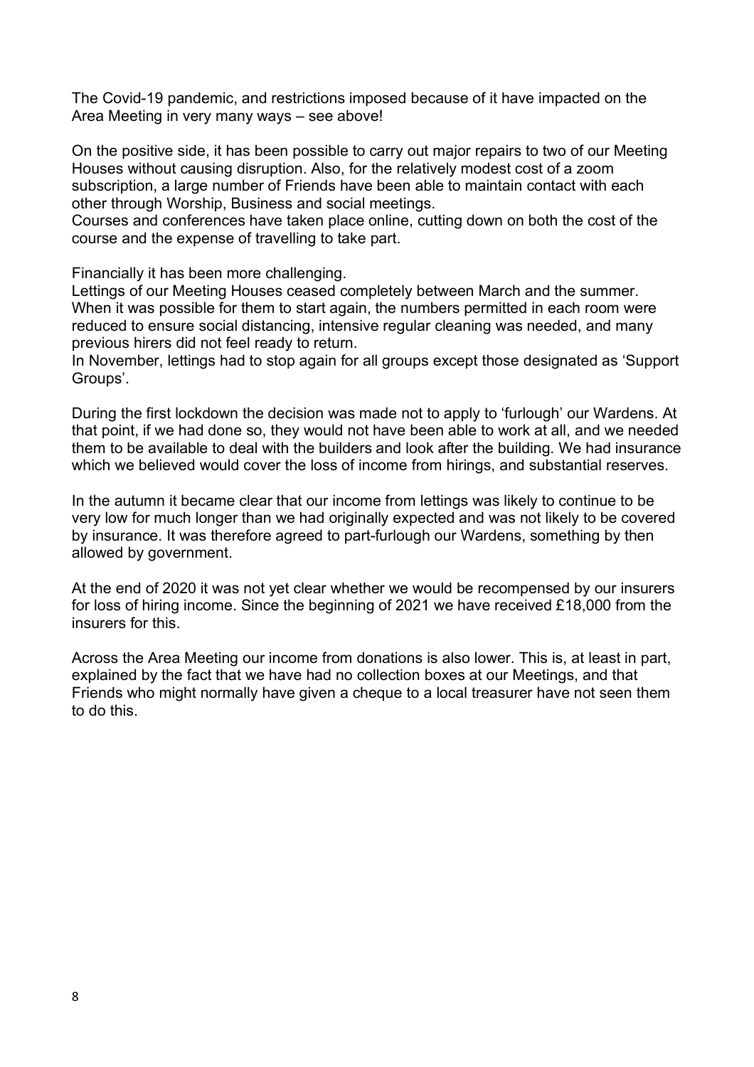The Covid-19 pandemic, and restrictions imposed because of it have impacted on the Area Meeting in very many ways – see above!

On the positive side, it has been possible to carry out major repairs to two of our Meeting Houses without causing disruption. Also, for the relatively modest cost of a zoom subscription, a large number of Friends have been able to maintain contact with each other through Worship, Business and social meetings.
Courses and conferences have taken place online, cutting down on both the cost of the course and the expense of travelling to take part.

Financially it has been more challenging.
Lettings of our Meeting Houses ceased completely between March and the summer. When it was possible for them to start again, the numbers permitted in each room were reduced to ensure social distancing, intensive regular cleaning was needed, and many previous hirers did not feel ready to return.
In November, lettings had to stop again for all groups except those designated as 'Support Groups'.

During the first lockdown the decision was made not to apply to 'furlough' our Wardens. At that point, if we had done so, they would not have been able to work at all, and we needed them to be available to deal with the builders and look after the building. We had insurance which we believed would cover the loss of income from hirings, and substantial reserves.

In the autumn it became clear that our income from lettings was likely to continue to be very low for much longer than we had originally expected and was not likely to be covered by insurance. It was therefore agreed to part-furlough our Wardens, something by then allowed by government.

At the end of 2020 it was not yet clear whether we would be recompensed by our insurers for loss of hiring income. Since the beginning of 2021 we have received £18,000 from the insurers for this.

Across the Area Meeting our income from donations is also lower. This is, at least in part, explained by the fact that we have had no collection boxes at our Meetings, and that Friends who might normally have given a cheque to a local treasurer have not seen them to do this.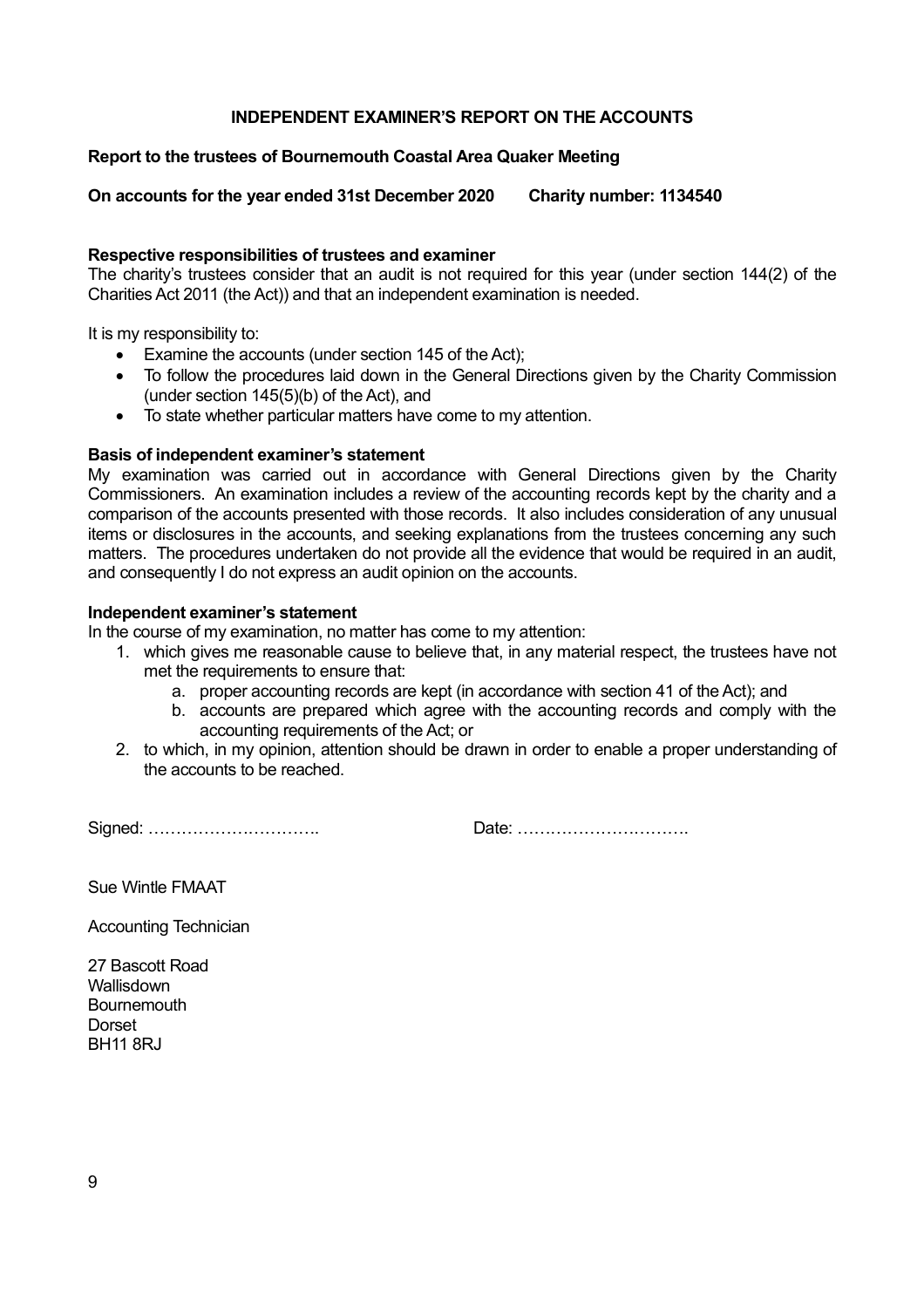# INDEPENDENT EXAMINER'S REPORT ON THE ACCOUNTS

**Report to the trustees of Bournemouth Coastal Area Quaker Meeting**

**On accounts for the year ended 31st December 2020 Charity number: 1134540**

**Respective responsibilities of trustees and examiner**

The charity's trustees consider that an audit is not required for this year (under section 144(2) of the Charities Act 2011 (the Act)) and that an independent examination is needed.

It is my responsibility to:

- Examine the accounts (under section 145 of the Act);
- To follow the procedures laid down in the General Directions given by the Charity Commission (under section 145(5)(b) of the Act), and
- To state whether particular matters have come to my attention.

**Basis of independent examiner's statement**

My examination was carried out in accordance with General Directions given by the Charity Commissioners. An examination includes a review of the accounting records kept by the charity and a comparison of the accounts presented with those records. It also includes consideration of any unusual items or disclosures in the accounts, and seeking explanations from the trustees concerning any such matters. The procedures undertaken do not provide all the evidence that would be required in an audit, and consequently I do not express an audit opinion on the accounts.

**Independent examiner's statement**

In the course of my examination, no matter has come to my attention:

1. which gives me reasonable cause to believe that, in any material respect, the trustees have not met the requirements to ensure that:
   a. proper accounting records are kept (in accordance with section 41 of the Act); and
   b. accounts are prepared which agree with the accounting records and comply with the accounting requirements of the Act; or
2. to which, in my opinion, attention should be drawn in order to enable a proper understanding of the accounts to be reached.

Signed: ………………………….. Date: ………………………….

Sue Wintle FMAAT

Accounting Technician

27 Bascott Road
Wallisdown
Bournemouth
Dorset
BH11 8RJ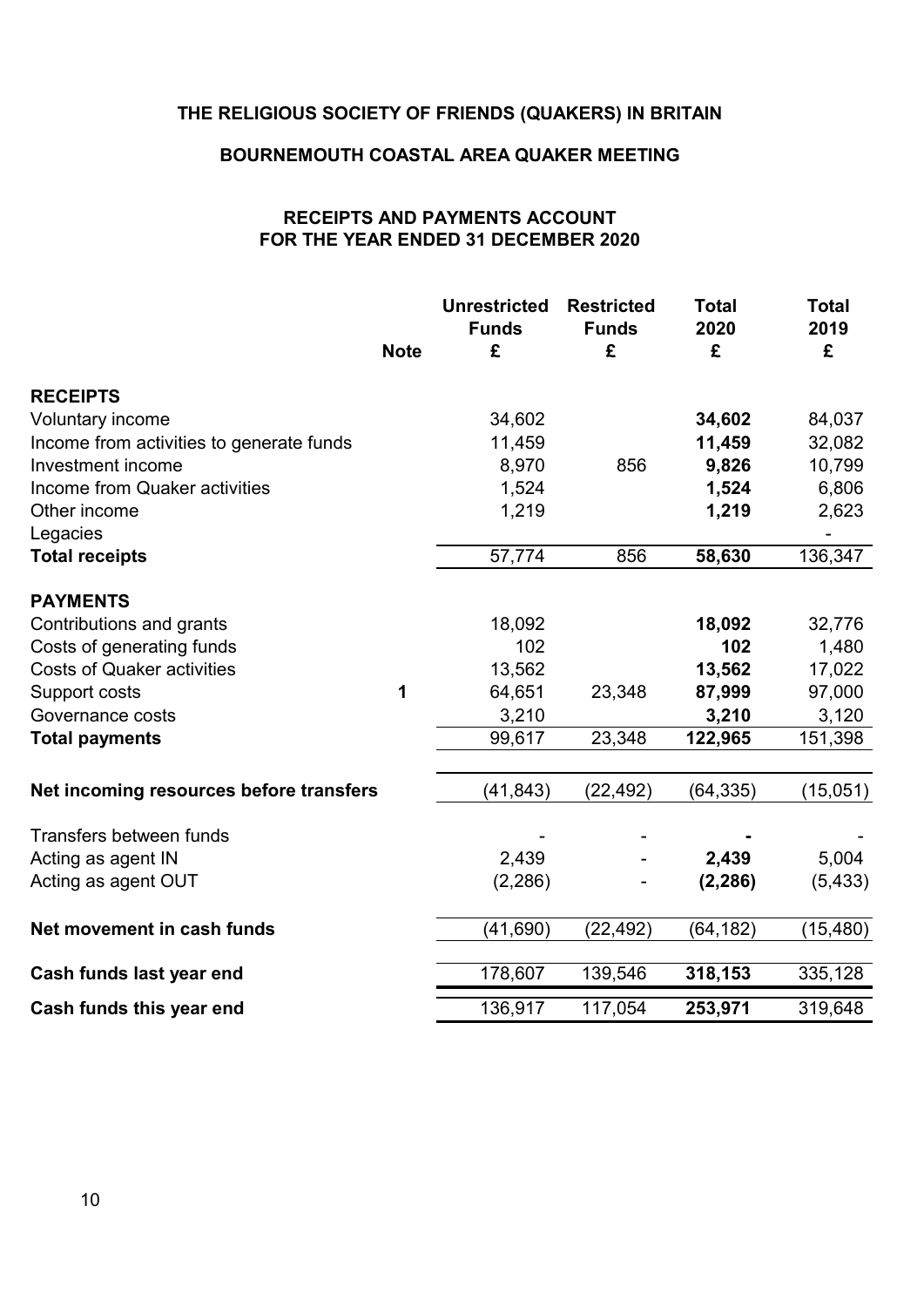# THE RELIGIOUS SOCIETY OF FRIENDS (QUAKERS) IN BRITAIN

## BOURNEMOUTH COASTAL AREA QUAKER MEETING

### RECEIPTS AND PAYMENTS ACCOUNT FOR THE YEAR ENDED 31 DECEMBER 2020

| | Note | Unrestricted Funds £ | Restricted Funds £ | Total 2020 £ | Total 2019 £ |
|---|---|---|---|---|---|
| **RECEIPTS** | | | | | |
| Voluntary income | | 34,602 | | **34,602** | 84,037 |
| Income from activities to generate funds | | 11,459 | | **11,459** | 32,082 |
| Investment income | | 8,970 | 856 | **9,826** | 10,799 |
| Income from Quaker activities | | 1,524 | | **1,524** | 6,806 |
| Other income | | 1,219 | | **1,219** | 2,623 |
| Legacies | | | | | - |
| **Total receipts** | | 57,774 | 856 | **58,630** | 136,347 |
| **PAYMENTS** | | | | | |
| Contributions and grants | | 18,092 | | **18,092** | 32,776 |
| Costs of generating funds | | 102 | | **102** | 1,480 |
| Costs of Quaker activities | | 13,562 | | **13,562** | 17,022 |
| Support costs | **1** | 64,651 | 23,348 | **87,999** | 97,000 |
| Governance costs | | 3,210 | | **3,210** | 3,120 |
| **Total payments** | | 99,617 | 23,348 | **122,965** | 151,398 |
| **Net incoming resources before transfers** | | (41,843) | (22,492) | (64,335) | (15,051) |
| Transfers between funds | | - | - | **-** | - |
| Acting as agent IN | | 2,439 | - | **2,439** | 5,004 |
| Acting as agent OUT | | (2,286) | - | **(2,286)** | (5,433) |
| **Net movement in cash funds** | | (41,690) | (22,492) | (64,182) | (15,480) |
| **Cash funds last year end** | | 178,607 | 139,546 | **318,153** | 335,128 |
| **Cash funds this year end** | | 136,917 | 117,054 | **253,971** | 319,648 |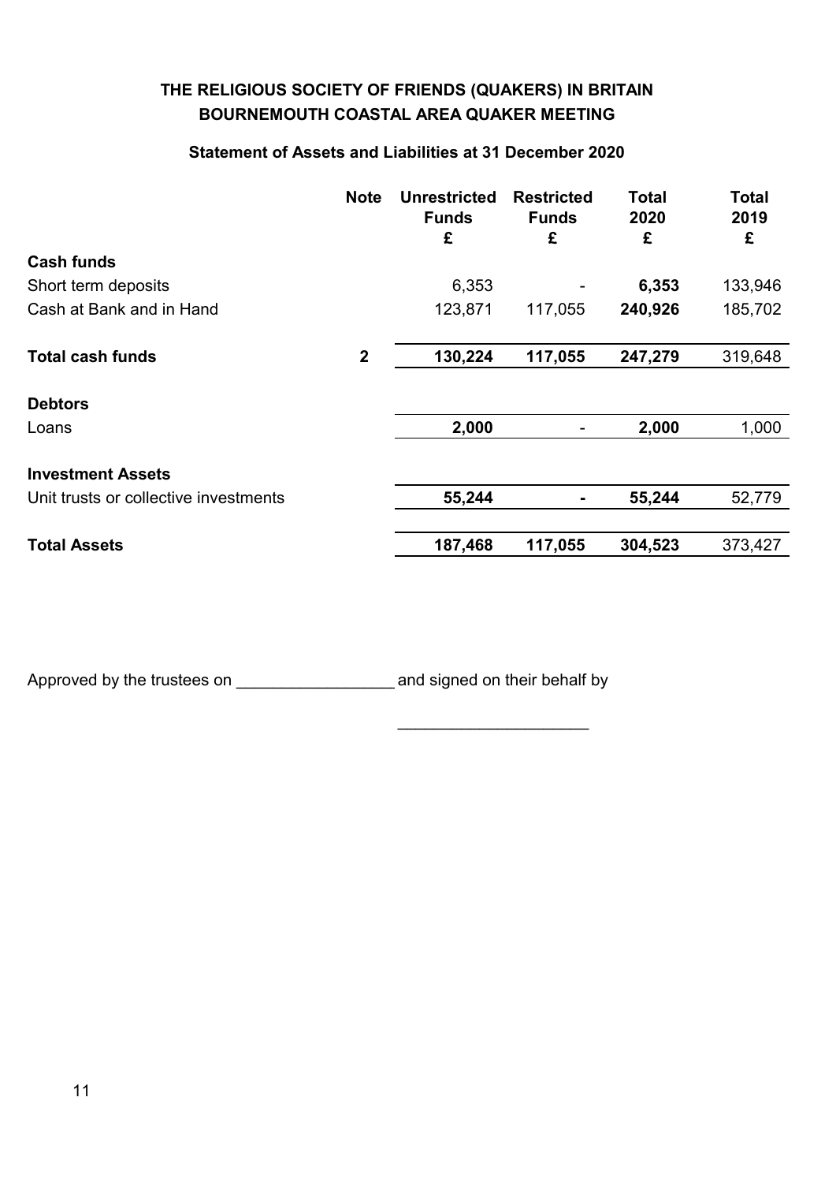# THE RELIGIOUS SOCIETY OF FRIENDS (QUAKERS) IN BRITAIN
## BOURNEMOUTH COASTAL AREA QUAKER MEETING

### Statement of Assets and Liabilities at 31 December 2020

| | Note | Unrestricted Funds £ | Restricted Funds £ | Total 2020 £ | Total 2019 £ |
|---|---|---|---|---|---|
| **Cash funds** | | | | | |
| Short term deposits | | 6,353 | - | **6,353** | 133,946 |
| Cash at Bank and in Hand | | 123,871 | 117,055 | **240,926** | 185,702 |
| **Total cash funds** | **2** | **130,224** | **117,055** | **247,279** | 319,648 |
| **Debtors** | | | | | |
| Loans | | **2,000** | - | **2,000** | 1,000 |
| **Investment Assets** | | | | | |
| Unit trusts or collective investments | | **55,244** | **-** | **55,244** | 52,779 |
| **Total Assets** | | **187,468** | **117,055** | **304,523** | 373,427 |

Approved by the trustees on _________________ and signed on their behalf by

_____________________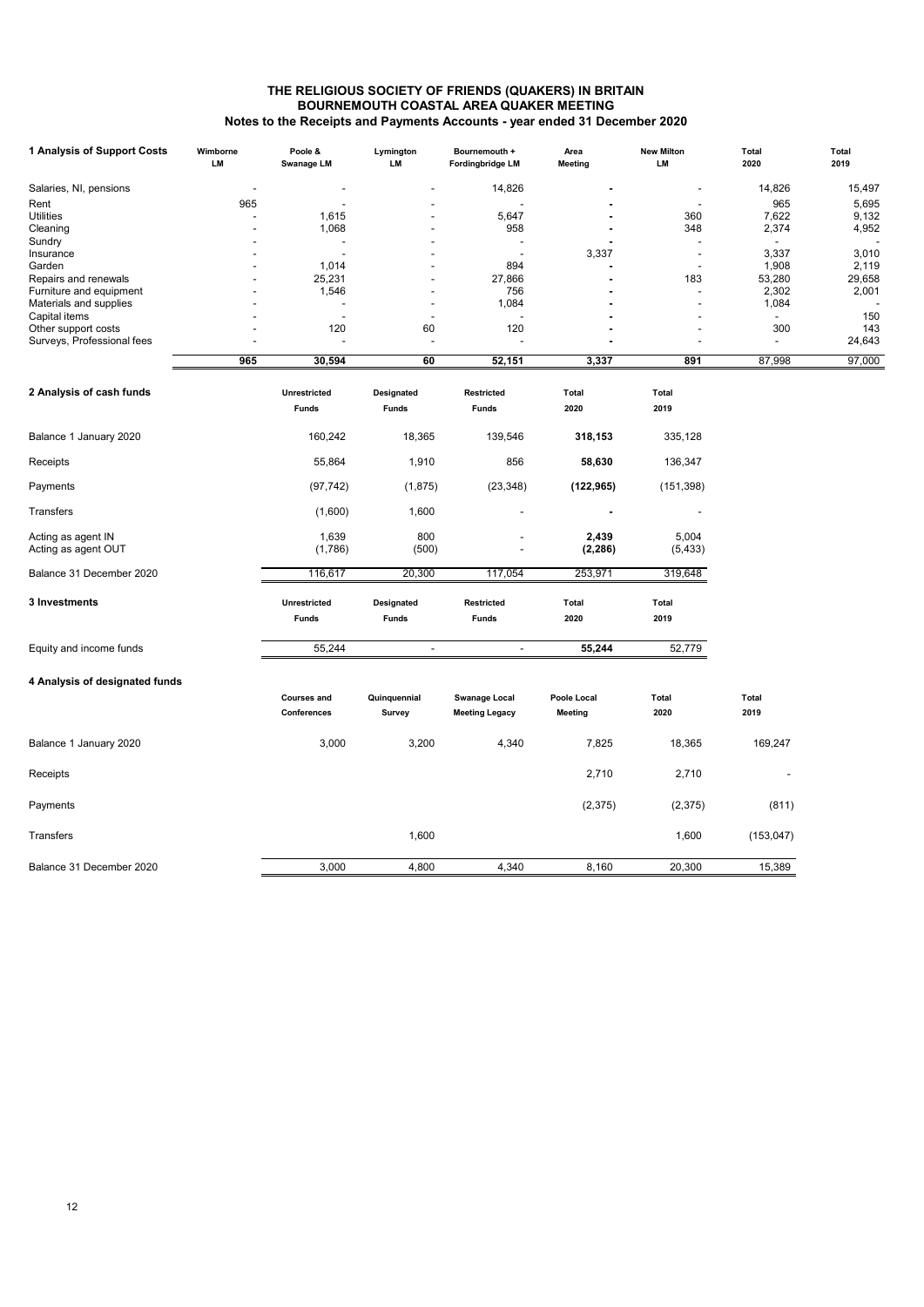# THE RELIGIOUS SOCIETY OF FRIENDS (QUAKERS) IN BRITAIN
## BOURNEMOUTH COASTAL AREA QUAKER MEETING
### Notes to the Receipts and Payments Accounts - year ended 31 December 2020

**1 Analysis of Support Costs**

| | Wimborne LM | Poole & Swanage LM | Lymington LM | Bournemouth + Fordingbridge LM | Area Meeting | New Milton LM | Total 2020 | Total 2019 |
|---|---|---|---|---|---|---|---|---|
| Salaries, NI, pensions | - | - | - | 14,826 | - | - | 14,826 | 15,497 |
| Rent | 965 | - | - | - | - | - | 965 | 5,695 |
| Utilities | - | 1,615 | - | 5,647 | - | 360 | 7,622 | 9,132 |
| Cleaning | - | 1,068 | - | 958 | - | 348 | 2,374 | 4,952 |
| Sundry | - | - | - | - | - | - | - | - |
| Insurance | - | - | - | - | 3,337 | - | 3,337 | 3,010 |
| Garden | - | 1,014 | - | 894 | - | - | 1,908 | 2,119 |
| Repairs and renewals | - | 25,231 | - | 27,866 | - | 183 | 53,280 | 29,658 |
| Furniture and equipment | - | 1,546 | - | 756 | - | - | 2,302 | 2,001 |
| Materials and supplies | - | - | - | 1,084 | - | - | 1,084 | - |
| Capital items | - | - | - | - | - | - | - | 150 |
| Other support costs | - | 120 | 60 | 120 | - | - | 300 | 143 |
| Surveys, Professional fees | - | - | - | - | - | - | - | 24,643 |
| | **965** | **30,594** | **60** | **52,151** | **3,337** | **891** | 87,998 | 97,000 |

**2 Analysis of cash funds**

| | Unrestricted Funds | Designated Funds | Restricted Funds | Total 2020 | Total 2019 |
|---|---|---|---|---|---|
| Balance 1 January 2020 | 160,242 | 18,365 | 139,546 | **318,153** | 335,128 |
| Receipts | 55,864 | 1,910 | 856 | **58,630** | 136,347 |
| Payments | (97,742) | (1,875) | (23,348) | **(122,965)** | (151,398) |
| Transfers | (1,600) | 1,600 | - | - | - |
| Acting as agent IN | 1,639 | 800 | - | **2,439** | 5,004 |
| Acting as agent OUT | (1,786) | (500) | - | **(2,286)** | (5,433) |
| Balance 31 December 2020 | 116,617 | 20,300 | 117,054 | 253,971 | 319,648 |

**3 Investments**

| | Unrestricted Funds | Designated Funds | Restricted Funds | Total 2020 | Total 2019 |
|---|---|---|---|---|---|
| Equity and income funds | 55,244 | - | - | **55,244** | 52,779 |

**4 Analysis of designated funds**

| | Courses and Conferences | Quinquennial Survey | Swanage Local Meeting Legacy | Poole Local Meeting | Total 2020 | Total 2019 |
|---|---|---|---|---|---|---|
| Balance 1 January 2020 | 3,000 | 3,200 | 4,340 | 7,825 | 18,365 | 169,247 |
| Receipts | | | | 2,710 | 2,710 | - |
| Payments | | | | (2,375) | (2,375) | (811) |
| Transfers | | 1,600 | | | 1,600 | (153,047) |
| Balance 31 December 2020 | 3,000 | 4,800 | 4,340 | 8,160 | 20,300 | 15,389 |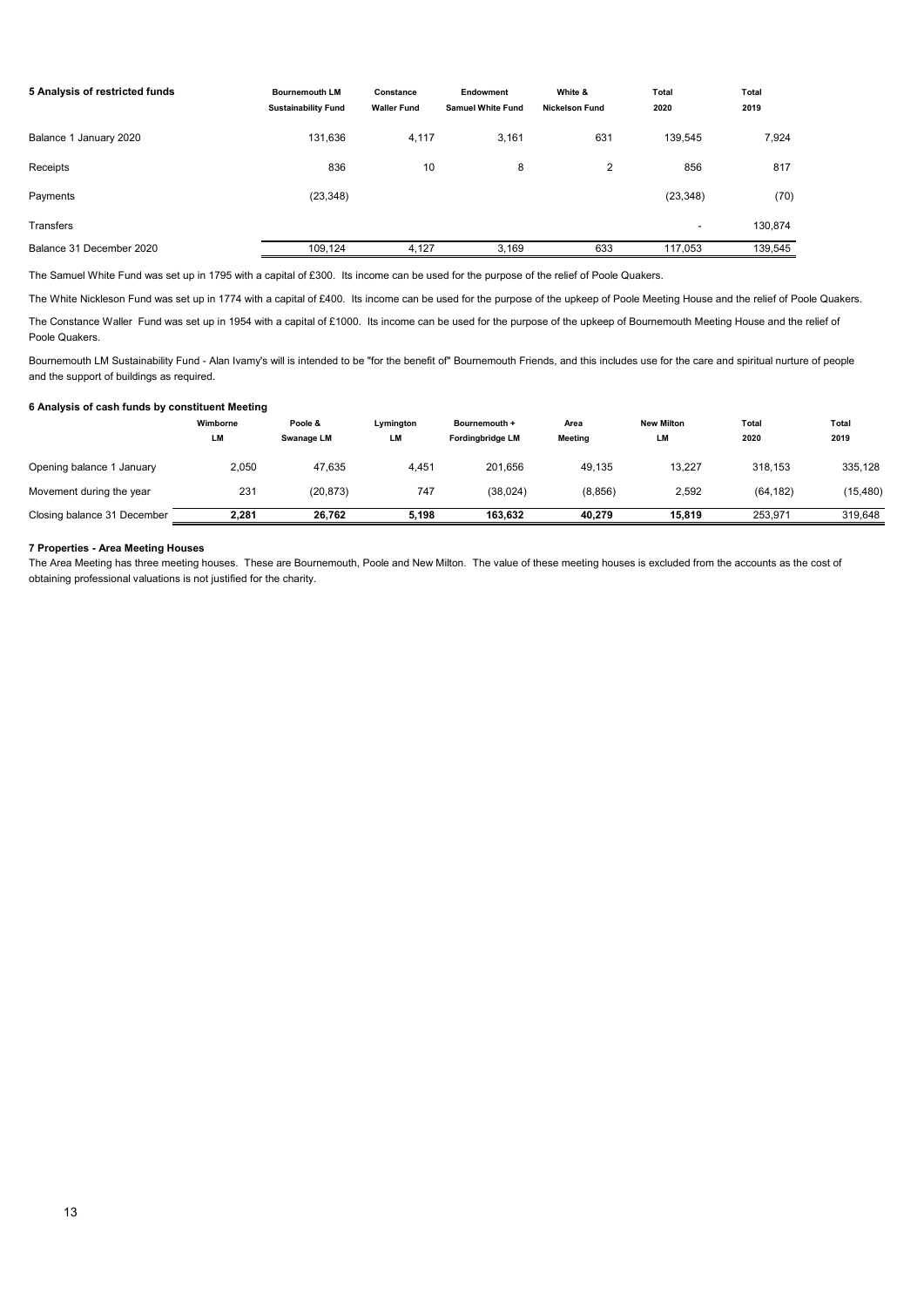## 5 Analysis of restricted funds

| | Bournemouth LM Sustainability Fund | Constance Waller Fund | Endowment Samuel White Fund | White & Nickelson Fund | Total 2020 | Total 2019 |
|---|---|---|---|---|---|---|
| Balance 1 January 2020 | 131,636 | 4,117 | 3,161 | 631 | 139,545 | 7,924 |
| Receipts | 836 | 10 | 8 | 2 | 856 | 817 |
| Payments | (23,348) | | | | (23,348) | (70) |
| Transfers | | | | | - | 130,874 |
| Balance 31 December 2020 | 109,124 | 4,127 | 3,169 | 633 | 117,053 | 139,545 |

The Samuel White Fund was set up in 1795 with a capital of £300. Its income can be used for the purpose of the relief of Poole Quakers.

The White Nickleson Fund was set up in 1774 with a capital of £400. Its income can be used for the purpose of the upkeep of Poole Meeting House and the relief of Poole Quakers.

The Constance Waller Fund was set up in 1954 with a capital of £1000. Its income can be used for the purpose of the upkeep of Bournemouth Meeting House and the relief of Poole Quakers.

Bournemouth LM Sustainability Fund - Alan Ivamy's will is intended to be "for the benefit of" Bournemouth Friends, and this includes use for the care and spiritual nurture of people and the support of buildings as required.

## 6 Analysis of cash funds by constituent Meeting

| | Wimborne LM | Poole & Swanage LM | Lymington LM | Bournemouth + Fordingbridge LM | Area Meeting | New Milton LM | Total 2020 | Total 2019 |
|---|---|---|---|---|---|---|---|---|
| Opening balance 1 January | 2,050 | 47,635 | 4,451 | 201,656 | 49,135 | 13,227 | 318,153 | 335,128 |
| Movement during the year | 231 | (20,873) | 747 | (38,024) | (8,856) | 2,592 | (64,182) | (15,480) |
| Closing balance 31 December | **2,281** | **26,762** | **5,198** | **163,632** | **40,279** | **15,819** | 253,971 | 319,648 |

## 7 Properties - Area Meeting Houses

The Area Meeting has three meeting houses. These are Bournemouth, Poole and New Milton. The value of these meeting houses is excluded from the accounts as the cost of obtaining professional valuations is not justified for the charity.